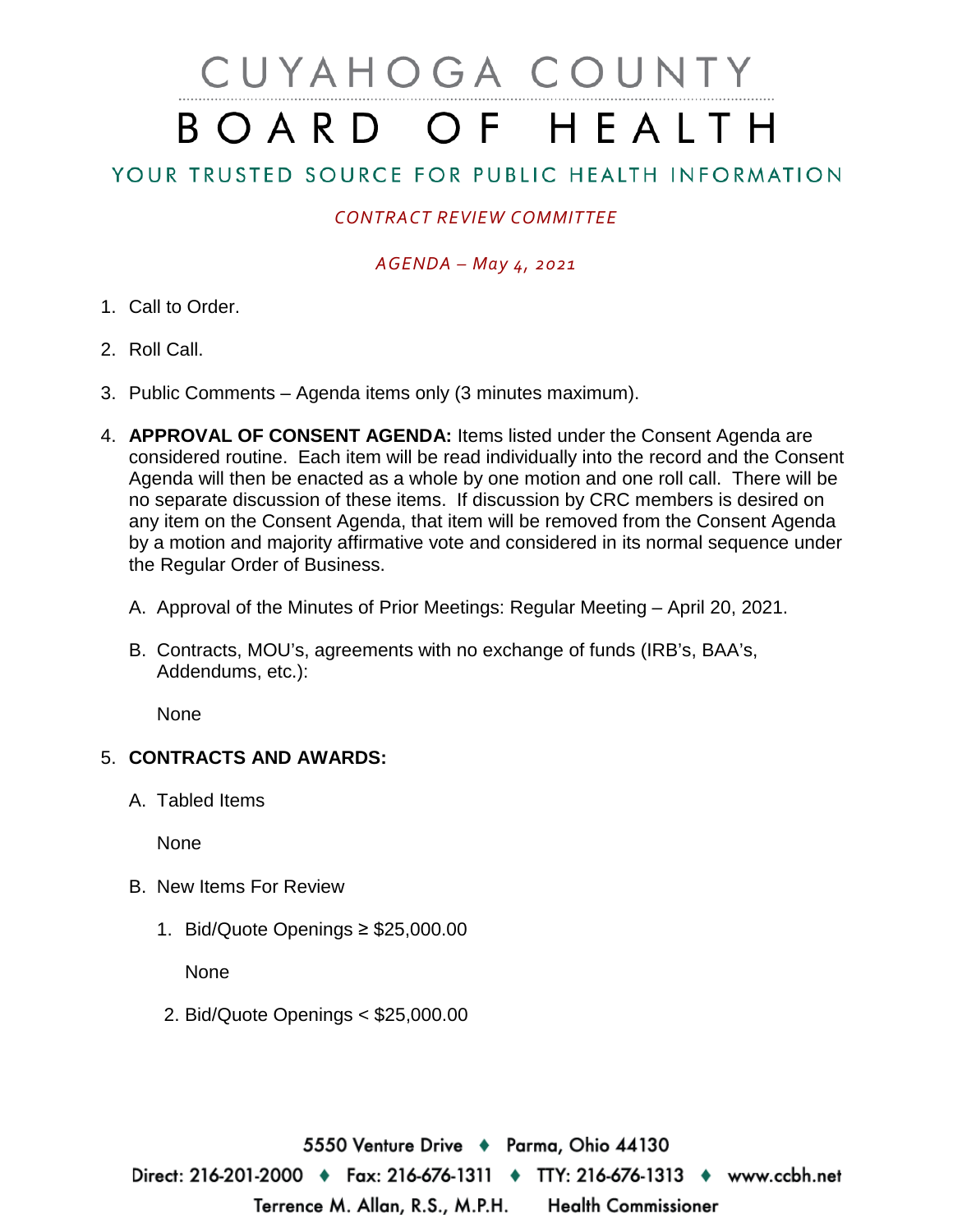# CUYAHOGA COUNTY
# BOARD OF HEALTH

## YOUR TRUSTED SOURCE FOR PUBLIC HEALTH INFORMATION

*CONTRACT REVIEW COMMITTEE*

*AGENDA – May 4, 2021*

1. Call to Order.

2. Roll Call.

3. Public Comments – Agenda items only (3 minutes maximum).

4. **APPROVAL OF CONSENT AGENDA:** Items listed under the Consent Agenda are considered routine. Each item will be read individually into the record and the Consent Agenda will then be enacted as a whole by one motion and one roll call. There will be no separate discussion of these items. If discussion by CRC members is desired on any item on the Consent Agenda, that item will be removed from the Consent Agenda by a motion and majority affirmative vote and considered in its normal sequence under the Regular Order of Business.

   A. Approval of the Minutes of Prior Meetings: Regular Meeting – April 20, 2021.

   B. Contracts, MOU's, agreements with no exchange of funds (IRB's, BAA's, Addendums, etc.):

      None

5. **CONTRACTS AND AWARDS:**

   A. Tabled Items

      None

   B. New Items For Review

      1. Bid/Quote Openings ≥ $25,000.00

         None

      2. Bid/Quote Openings < $25,000.00

5550 Venture Drive ♦ Parma, Ohio 44130
Direct: 216-201-2000 ♦ Fax: 216-676-1311 ♦ TTY: 216-676-1313 ♦ www.ccbh.net
Terrence M. Allan, R.S., M.P.H. Health Commissioner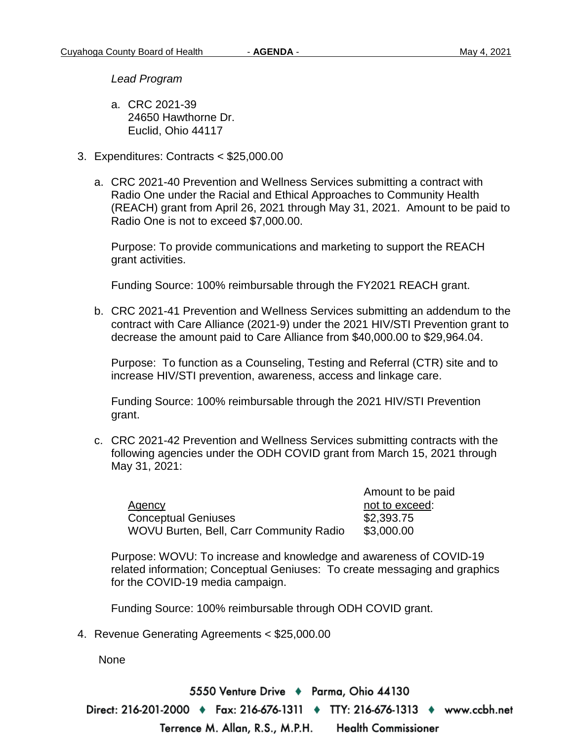*Lead Program*

a. CRC 2021-39
   24650 Hawthorne Dr.
   Euclid, Ohio 44117

3. Expenditures: Contracts < $25,000.00

   a. CRC 2021-40 Prevention and Wellness Services submitting a contract with Radio One under the Racial and Ethical Approaches to Community Health (REACH) grant from April 26, 2021 through May 31, 2021. Amount to be paid to Radio One is not to exceed $7,000.00.

      Purpose: To provide communications and marketing to support the REACH grant activities.

      Funding Source: 100% reimbursable through the FY2021 REACH grant.

   b. CRC 2021-41 Prevention and Wellness Services submitting an addendum to the contract with Care Alliance (2021-9) under the 2021 HIV/STI Prevention grant to decrease the amount paid to Care Alliance from $40,000.00 to $29,964.04.

      Purpose: To function as a Counseling, Testing and Referral (CTR) site and to increase HIV/STI prevention, awareness, access and linkage care.

      Funding Source: 100% reimbursable through the 2021 HIV/STI Prevention grant.

   c. CRC 2021-42 Prevention and Wellness Services submitting contracts with the following agencies under the ODH COVID grant from March 15, 2021 through May 31, 2021:

| Agency | Amount to be paid not to exceed: |
|---|---|
| Conceptual Geniuses | $2,393.75 |
| WOVU Burten, Bell, Carr Community Radio | $3,000.00 |

      Purpose: WOVU: To increase and knowledge and awareness of COVID-19 related information; Conceptual Geniuses: To create messaging and graphics for the COVID-19 media campaign.

      Funding Source: 100% reimbursable through ODH COVID grant.

4. Revenue Generating Agreements < $25,000.00

   None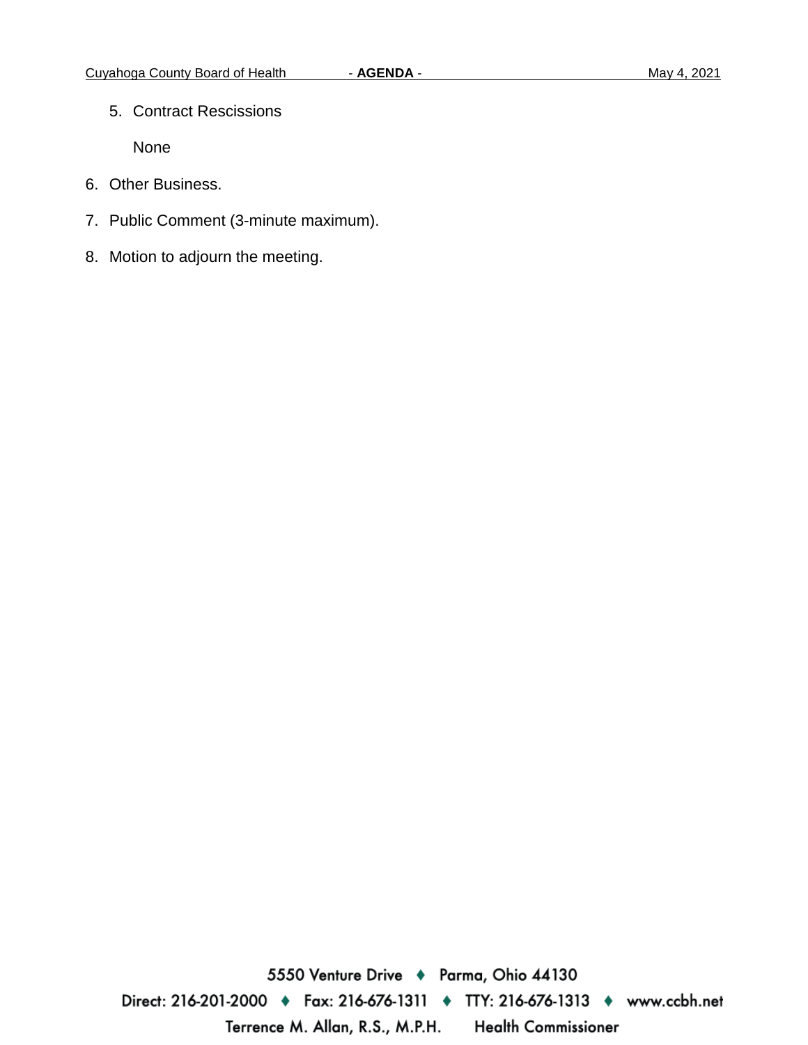5. Contract Rescissions

   None

6. Other Business.

7. Public Comment (3-minute maximum).

8. Motion to adjourn the meeting.